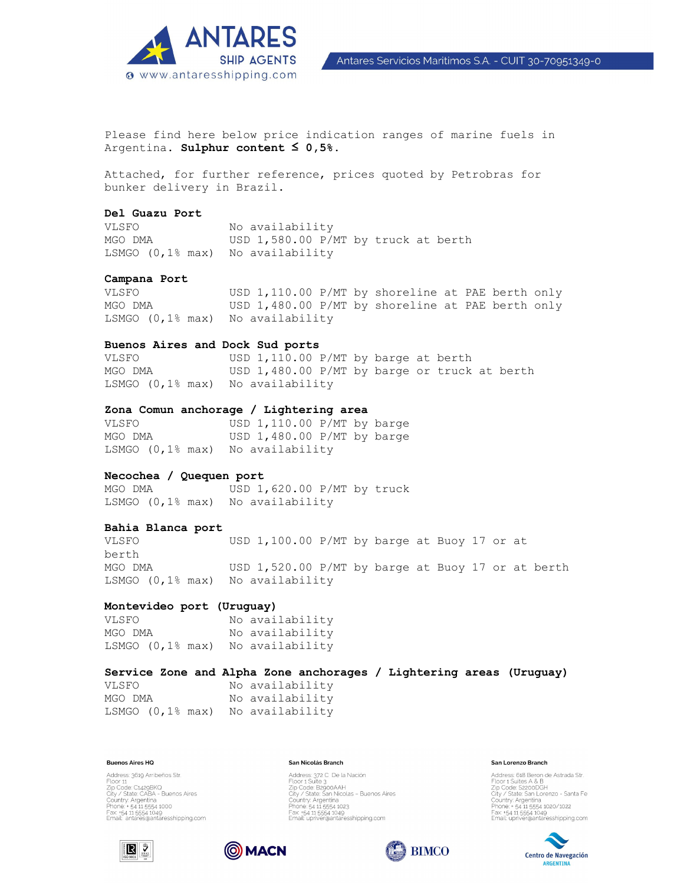Please find here below price indication ranges of marine fuels in Argentina. **Sulphur content ≤ 0,5%.**

Attached, for further reference, prices quoted by Petrobras for bunker delivery in Brazil.

**Del Guazu Port**

| | |
|---|---|
| VLSFO | No availability |
| MGO DMA | USD 1,580.00 P/MT by truck at berth |
| LSMGO (0,1% max) | No availability |

**Campana Port**

| | |
|---|---|
| VLSFO | USD 1,110.00 P/MT by shoreline at PAE berth only |
| MGO DMA | USD 1,480.00 P/MT by shoreline at PAE berth only |
| LSMGO (0,1% max) | No availability |

**Buenos Aires and Dock Sud ports**

| | |
|---|---|
| VLSFO | USD 1,110.00 P/MT by barge at berth |
| MGO DMA | USD 1,480.00 P/MT by barge or truck at berth |
| LSMGO (0,1% max) | No availability |

**Zona Comun anchorage / Lightering area**

| | |
|---|---|
| VLSFO | USD 1,110.00 P/MT by barge |
| MGO DMA | USD 1,480.00 P/MT by barge |
| LSMGO (0,1% max) | No availability |

**Necochea / Quequen port**

| | |
|---|---|
| MGO DMA | USD 1,620.00 P/MT by truck |
| LSMGO (0,1% max) | No availability |

**Bahia Blanca port**

| | |
|---|---|
| VLSFO | USD 1,100.00 P/MT by barge at Buoy 17 or at berth |
| MGO DMA | USD 1,520.00 P/MT by barge at Buoy 17 or at berth |
| LSMGO (0,1% max) | No availability |

**Montevideo port (Uruguay)**

| | |
|---|---|
| VLSFO | No availability |
| MGO DMA | No availability |
| LSMGO (0,1% max) | No availability |

**Service Zone and Alpha Zone anchorages / Lightering areas (Uruguay)**

| | |
|---|---|
| VLSFO | No availability |
| MGO DMA | No availability |
| LSMGO (0,1% max) | No availability |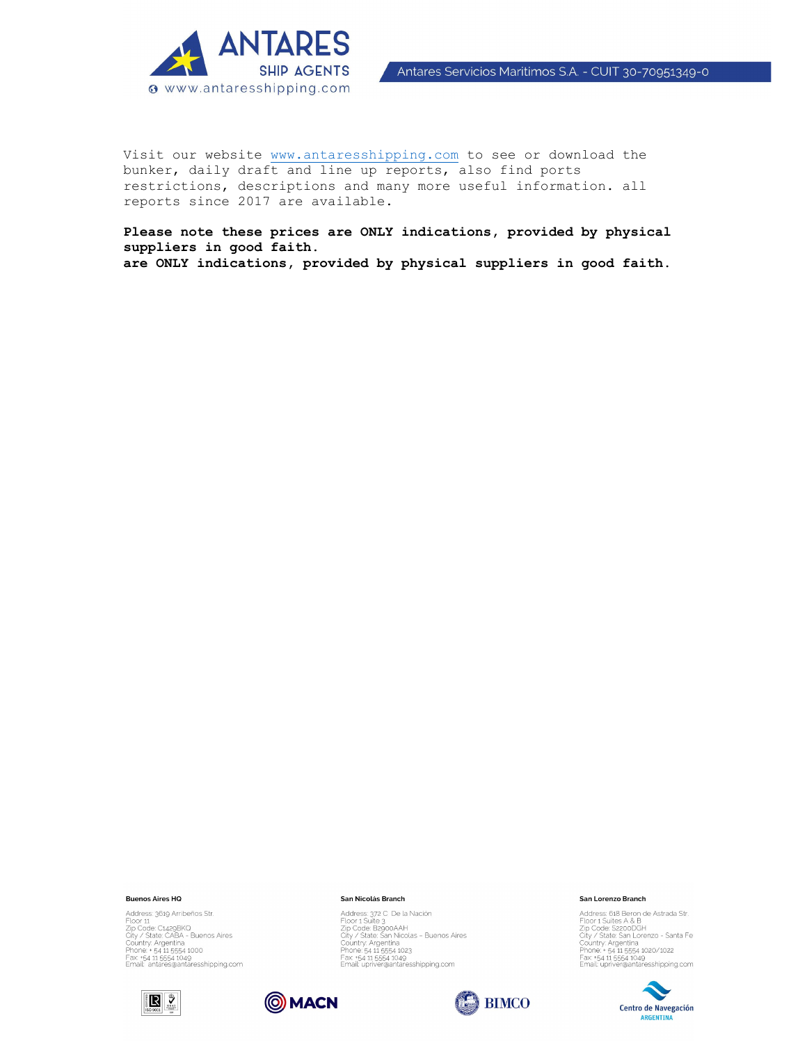Visit our website www.antaresshipping.com to see or download the bunker, daily draft and line up reports, also find ports restrictions, descriptions and many more useful information. all reports since 2017 are available.

**Please note these prices are ONLY indications, provided by physical suppliers in good faith.**
**are ONLY indications, provided by physical suppliers in good faith.**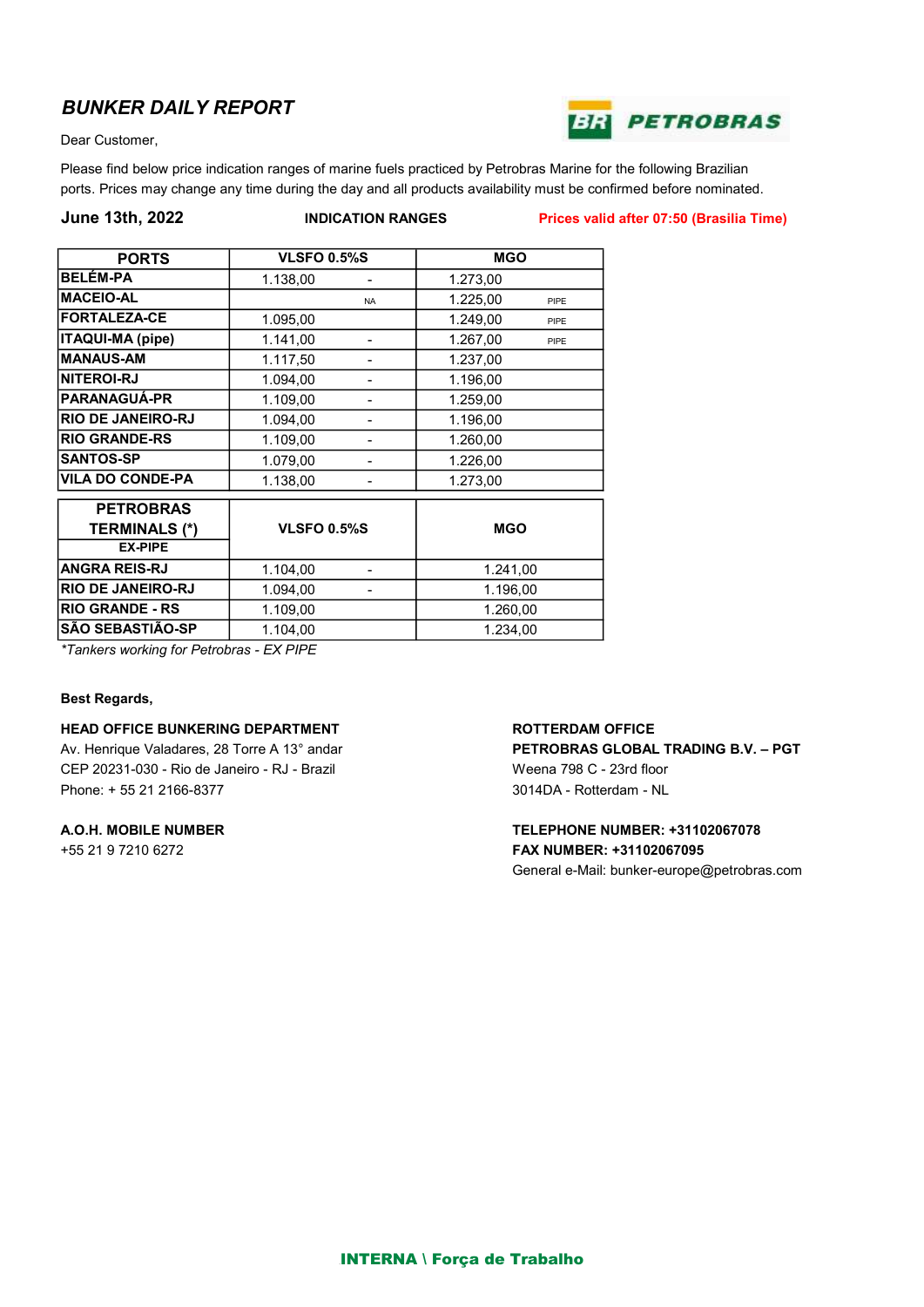## *BUNKER DAILY REPORT*

Dear Customer,

Please find below price indication ranges of marine fuels practiced by Petrobras Marine for the following Brazilian ports. Prices may change any time during the day and all products availability must be confirmed before nominated.

**June 13th, 2022** **INDICATION RANGES** **Prices valid after 07:50 (Brasilia Time)**

| PORTS | VLSFO 0.5%S | | MGO | |
|---|---|---|---|---|
| BELÉM-PA | 1.138,00 | - | 1.273,00 | |
| MACEIO-AL | | NA | 1.225,00 | PIPE |
| FORTALEZA-CE | 1.095,00 | | 1.249,00 | PIPE |
| ITAQUI-MA (pipe) | 1.141,00 | - | 1.267,00 | PIPE |
| MANAUS-AM | 1.117,50 | - | 1.237,00 | |
| NITEROI-RJ | 1.094,00 | - | 1.196,00 | |
| PARANAGUÁ-PR | 1.109,00 | - | 1.259,00 | |
| RIO DE JANEIRO-RJ | 1.094,00 | - | 1.196,00 | |
| RIO GRANDE-RS | 1.109,00 | - | 1.260,00 | |
| SANTOS-SP | 1.079,00 | - | 1.226,00 | |
| VILA DO CONDE-PA | 1.138,00 | - | 1.273,00 | |

| PETROBRAS TERMINALS (*) EX-PIPE | VLSFO 0.5%S | | MGO |
|---|---|---|---|
| ANGRA REIS-RJ | 1.104,00 | - | 1.241,00 |
| RIO DE JANEIRO-RJ | 1.094,00 | - | 1.196,00 |
| RIO GRANDE - RS | 1.109,00 | | 1.260,00 |
| SÃO SEBASTIÃO-SP | 1.104,00 | | 1.234,00 |

*\*Tankers working for Petrobras - EX PIPE*

**Best Regards,**

**HEAD OFFICE BUNKERING DEPARTMENT**
Av. Henrique Valadares, 28 Torre A 13° andar
CEP 20231-030 - Rio de Janeiro - RJ - Brazil
Phone: + 55 21 2166-8377

**A.O.H. MOBILE NUMBER**
+55 21 9 7210 6272

**ROTTERDAM OFFICE**
**PETROBRAS GLOBAL TRADING B.V. – PGT**
Weena 798 C - 23rd floor
3014DA - Rotterdam - NL

**TELEPHONE NUMBER: +31102067078**
**FAX NUMBER: +31102067095**
General e-Mail: bunker-europe@petrobras.com

**INTERNA \ Força de Trabalho**